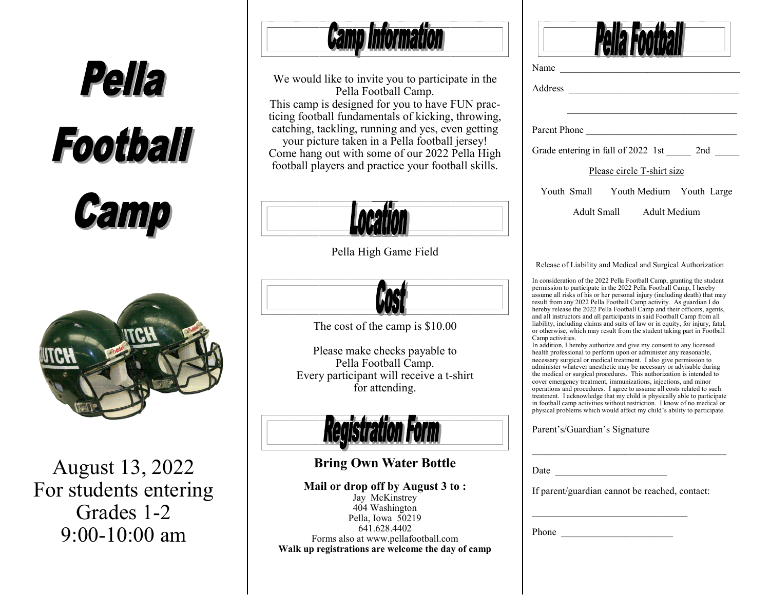# Pella Football Camp

August 13, 2022
For students entering
Grades 1-2
9:00-10:00 am

## Camp Information

We would like to invite you to participate in the Pella Football Camp.
This camp is designed for you to have FUN practicing football fundamentals of kicking, throwing, catching, tackling, running and yes, even getting your picture taken in a Pella football jersey!
Come hang out with some of our 2022 Pella High football players and practice your football skills.

## Location

Pella High Game Field

## Cost

The cost of the camp is $10.00

Please make checks payable to
Pella Football Camp.
Every participant will receive a t-shirt for attending.

## Registration Form

**Bring Own Water Bottle**

**Mail or drop off by August 3 to :**
Jay McKinstrey
404 Washington
Pella, Iowa 50219
641.628.4402
Forms also at www.pellafootball.com
**Walk up registrations are welcome the day of camp**

## Pella Football

Name ____________________________________

Address __________________________________

__________________________________

Parent Phone ______________________________

Grade entering in fall of 2022 1st _____ 2nd _____

Please circle T-shirt size

Youth Small Youth Medium Youth Large

Adult Small Adult Medium

Release of Liability and Medical and Surgical Authorization

In consideration of the 2022 Pella Football Camp, granting the student permission to participate in the 2022 Pella Football Camp, I hereby assume all risks of his or her personal injury (including death) that may result from any 2022 Pella Football Camp activity. As guardian I do hereby release the 2022 Pella Football Camp and their officers, agents, and all instructors and all participants in said Football Camp from all liability, including claims and suits of law or in equity, for injury, fatal, or otherwise, which may result from the student taking part in Football Camp activities.
In addition, I hereby authorize and give my consent to any licensed health professional to perform upon or administer any reasonable, necessary surgical or medical treatment. I also give permission to administer whatever anesthetic may be necessary or advisable during the medical or surgical procedures. This authorization is intended to cover emergency treatment, immunizations, injections, and minor operations and procedures. I agree to assume all costs related to such treatment. I acknowledge that my child is physically able to participate in football camp activities without restriction. I know of no medical or physical problems which would affect my child's ability to participate.

Parent's/Guardian's Signature

________________________________________

Date _______________________

If parent/guardian cannot be reached, contact:

________________________________

Phone _______________________